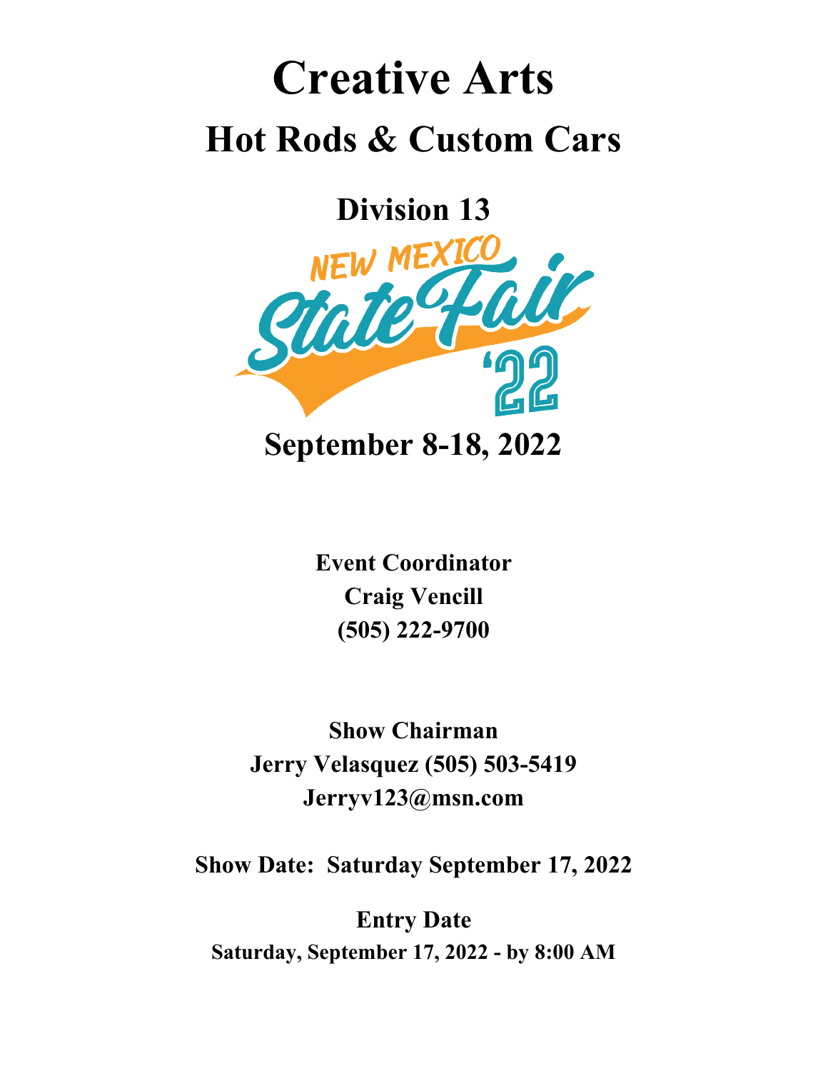# Creative Arts

## Hot Rods & Custom Cars

### Division 13

NEW MEXICO State Fair '22

**September 8-18, 2022**

**Event Coordinator**
**Craig Vencill**
**(505) 222-9700**

**Show Chairman**
**Jerry Velasquez (505) 503-5419**
**Jerryv123@msn.com**

**Show Date: Saturday September 17, 2022**

**Entry Date**
**Saturday, September 17, 2022 - by 8:00 AM**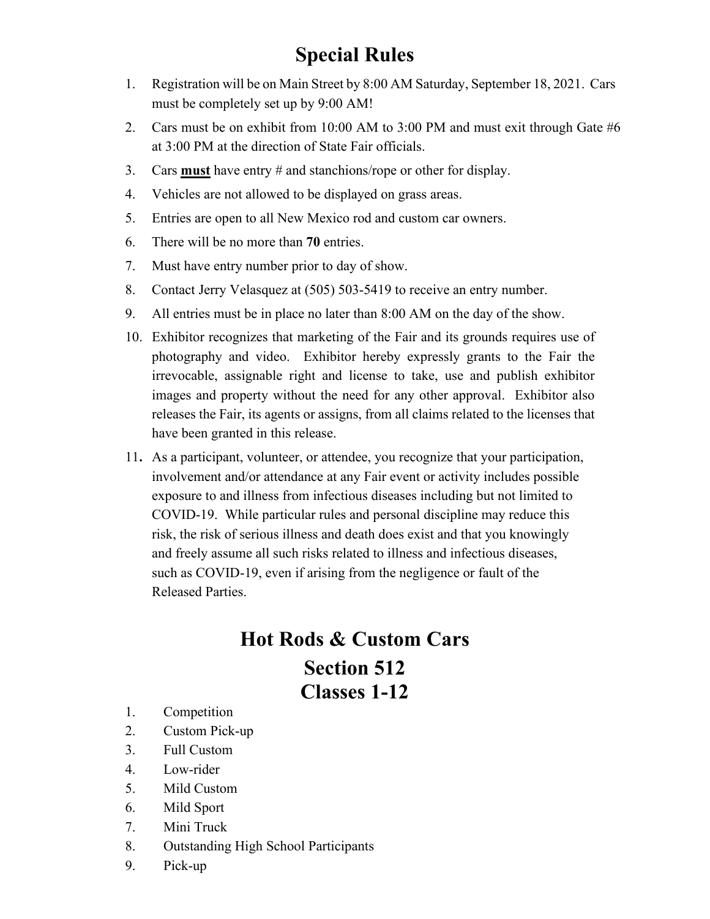# Special Rules

1. Registration will be on Main Street by 8:00 AM Saturday, September 18, 2021. Cars must be completely set up by 9:00 AM!
2. Cars must be on exhibit from 10:00 AM to 3:00 PM and must exit through Gate #6 at 3:00 PM at the direction of State Fair officials.
3. Cars **<u>must</u>** have entry # and stanchions/rope or other for display.
4. Vehicles are not allowed to be displayed on grass areas.
5. Entries are open to all New Mexico rod and custom car owners.
6. There will be no more than **70** entries.
7. Must have entry number prior to day of show.
8. Contact Jerry Velasquez at (505) 503-5419 to receive an entry number.
9. All entries must be in place no later than 8:00 AM on the day of the show.
10. Exhibitor recognizes that marketing of the Fair and its grounds requires use of photography and video. Exhibitor hereby expressly grants to the Fair the irrevocable, assignable right and license to take, use and publish exhibitor images and property without the need for any other approval. Exhibitor also releases the Fair, its agents or assigns, from all claims related to the licenses that have been granted in this release.
11. As a participant, volunteer, or attendee, you recognize that your participation, involvement and/or attendance at any Fair event or activity includes possible exposure to and illness from infectious diseases including but not limited to COVID-19. While particular rules and personal discipline may reduce this risk, the risk of serious illness and death does exist and that you knowingly and freely assume all such risks related to illness and infectious diseases, such as COVID-19, even if arising from the negligence or fault of the Released Parties.

# Hot Rods & Custom Cars
# Section 512
# Classes 1-12

1. Competition
2. Custom Pick-up
3. Full Custom
4. Low-rider
5. Mild Custom
6. Mild Sport
7. Mini Truck
8. Outstanding High School Participants
9. Pick-up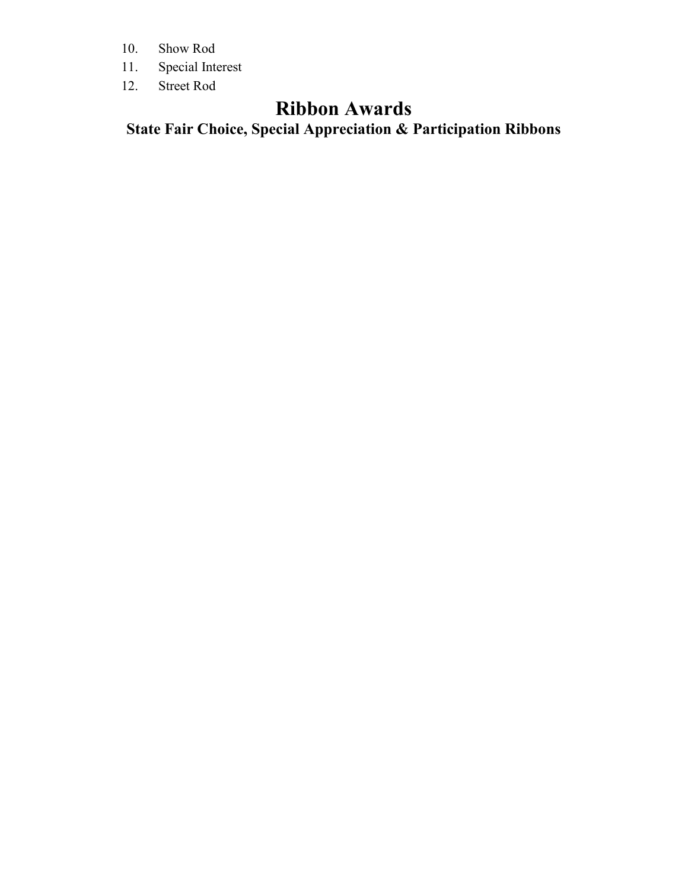10. Show Rod
11. Special Interest
12. Street Rod

# Ribbon Awards

## State Fair Choice, Special Appreciation & Participation Ribbons